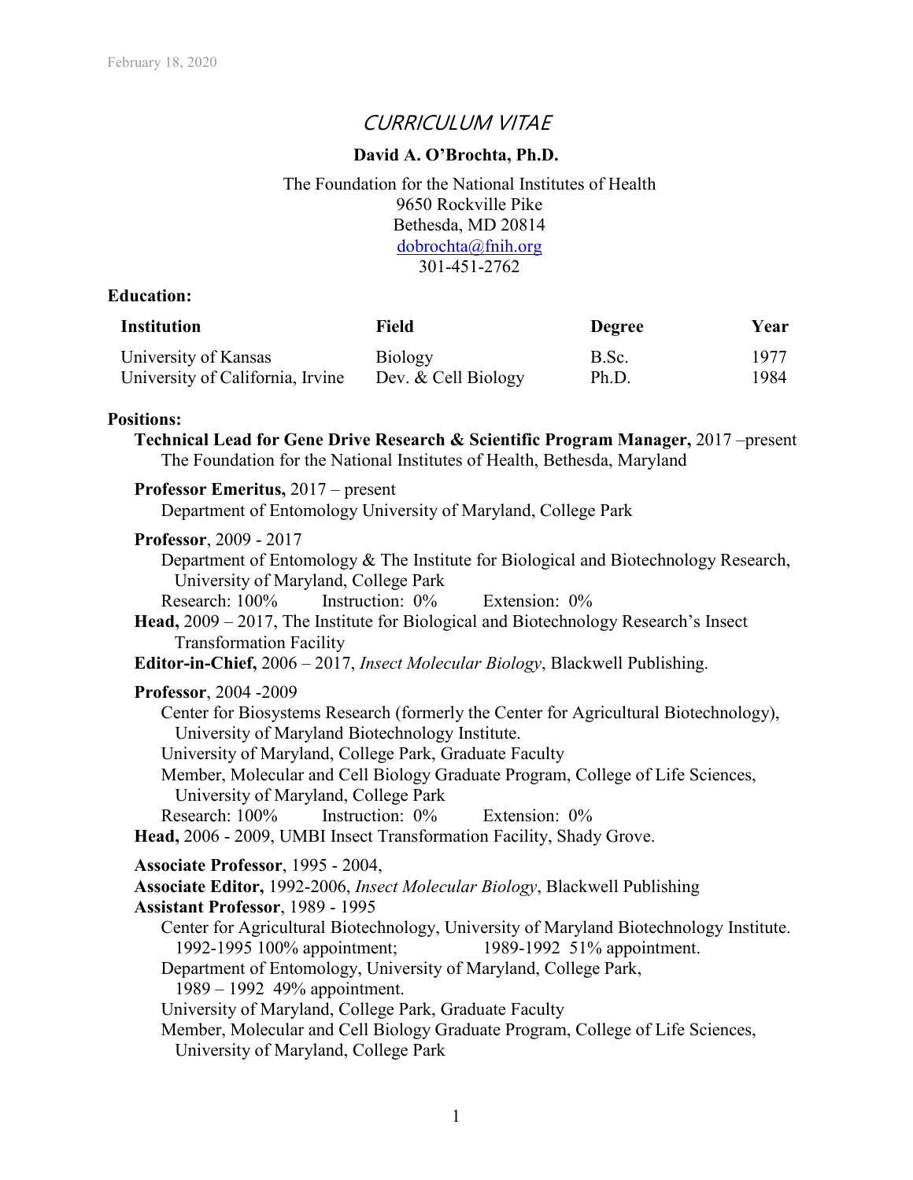February 18, 2020

# *CURRICULUM VITAE*

**David A. O'Brochta, Ph.D.**

The Foundation for the National Institutes of Health
9650 Rockville Pike
Bethesda, MD 20814
dobrochta@fnih.org
301-451-2762

## Education:

| Institution | Field | Degree | Year |
|---|---|---|---|
| University of Kansas | Biology | B.Sc. | 1977 |
| University of California, Irvine | Dev. & Cell Biology | Ph.D. | 1984 |

## Positions:

**Technical Lead for Gene Drive Research & Scientific Program Manager,** 2017 –present
The Foundation for the National Institutes of Health, Bethesda, Maryland

**Professor Emeritus,** 2017 – present
Department of Entomology University of Maryland, College Park

**Professor**, 2009 - 2017
Department of Entomology & The Institute for Biological and Biotechnology Research, University of Maryland, College Park
Research: 100% Instruction: 0% Extension: 0%

**Head,** 2009 – 2017, The Institute for Biological and Biotechnology Research's Insect Transformation Facility

**Editor-in-Chief,** 2006 – 2017, *Insect Molecular Biology*, Blackwell Publishing.

**Professor**, 2004 -2009
Center for Biosystems Research (formerly the Center for Agricultural Biotechnology), University of Maryland Biotechnology Institute.
University of Maryland, College Park, Graduate Faculty
Member, Molecular and Cell Biology Graduate Program, College of Life Sciences, University of Maryland, College Park
Research: 100% Instruction: 0% Extension: 0%

**Head,** 2006 - 2009, UMBI Insect Transformation Facility, Shady Grove.

**Associate Professor**, 1995 - 2004,

**Associate Editor,** 1992-2006, *Insect Molecular Biology*, Blackwell Publishing

**Assistant Professor**, 1989 - 1995
Center for Agricultural Biotechnology, University of Maryland Biotechnology Institute.
1992-1995 100% appointment; 1989-1992 51% appointment.
Department of Entomology, University of Maryland, College Park,
1989 – 1992 49% appointment.
University of Maryland, College Park, Graduate Faculty
Member, Molecular and Cell Biology Graduate Program, College of Life Sciences, University of Maryland, College Park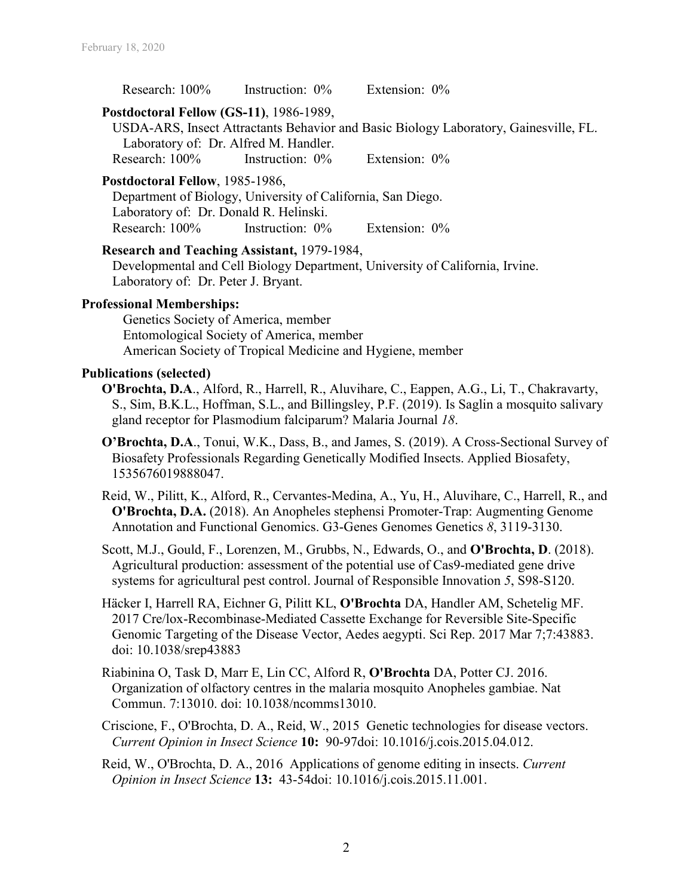Research: 100%   Instruction: 0%   Extension: 0%

**Postdoctoral Fellow (GS-11)**, 1986-1989,
USDA-ARS, Insect Attractants Behavior and Basic Biology Laboratory, Gainesville, FL.
Laboratory of: Dr. Alfred M. Handler.
Research: 100%   Instruction: 0%   Extension: 0%

**Postdoctoral Fellow**, 1985-1986,
Department of Biology, University of California, San Diego.
Laboratory of: Dr. Donald R. Helinski.
Research: 100%   Instruction: 0%   Extension: 0%

**Research and Teaching Assistant,** 1979-1984,
Developmental and Cell Biology Department, University of California, Irvine.
Laboratory of: Dr. Peter J. Bryant.

## Professional Memberships:

Genetics Society of America, member
Entomological Society of America, member
American Society of Tropical Medicine and Hygiene, member

## Publications (selected)

**O'Brochta, D.A**., Alford, R., Harrell, R., Aluvihare, C., Eappen, A.G., Li, T., Chakravarty, S., Sim, B.K.L., Hoffman, S.L., and Billingsley, P.F. (2019). Is Saglin a mosquito salivary gland receptor for Plasmodium falciparum? Malaria Journal *18*.

**O'Brochta, D.A**., Tonui, W.K., Dass, B., and James, S. (2019). A Cross-Sectional Survey of Biosafety Professionals Regarding Genetically Modified Insects. Applied Biosafety, 1535676019888047.

Reid, W., Pilitt, K., Alford, R., Cervantes-Medina, A., Yu, H., Aluvihare, C., Harrell, R., and **O'Brochta, D.A.** (2018). An Anopheles stephensi Promoter-Trap: Augmenting Genome Annotation and Functional Genomics. G3-Genes Genomes Genetics *8*, 3119-3130.

Scott, M.J., Gould, F., Lorenzen, M., Grubbs, N., Edwards, O., and **O'Brochta, D**. (2018). Agricultural production: assessment of the potential use of Cas9-mediated gene drive systems for agricultural pest control. Journal of Responsible Innovation *5*, S98-S120.

Häcker I, Harrell RA, Eichner G, Pilitt KL, **O'Brochta** DA, Handler AM, Schetelig MF. 2017 Cre/lox-Recombinase-Mediated Cassette Exchange for Reversible Site-Specific Genomic Targeting of the Disease Vector, Aedes aegypti. Sci Rep. 2017 Mar 7;7:43883. doi: 10.1038/srep43883

Riabinina O, Task D, Marr E, Lin CC, Alford R, **O'Brochta** DA, Potter CJ. 2016. Organization of olfactory centres in the malaria mosquito Anopheles gambiae. Nat Commun. 7:13010. doi: 10.1038/ncomms13010.

Criscione, F., O'Brochta, D. A., Reid, W., 2015 Genetic technologies for disease vectors. *Current Opinion in Insect Science* **10:** 90-97doi: 10.1016/j.cois.2015.04.012.

Reid, W., O'Brochta, D. A., 2016 Applications of genome editing in insects. *Current Opinion in Insect Science* **13:** 43-54doi: 10.1016/j.cois.2015.11.001.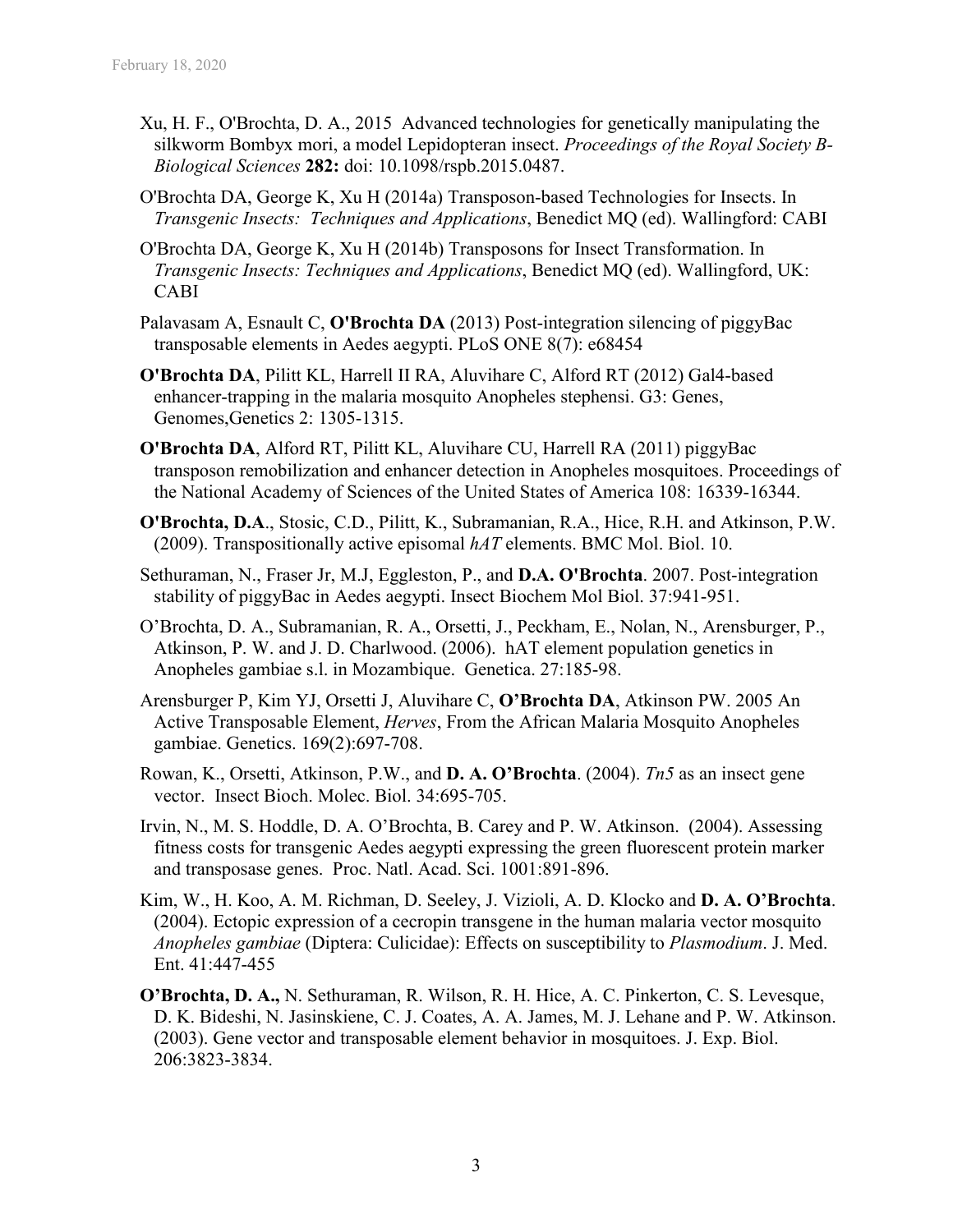Xu, H. F., O'Brochta, D. A., 2015 Advanced technologies for genetically manipulating the silkworm Bombyx mori, a model Lepidopteran insect. *Proceedings of the Royal Society B-Biological Sciences* **282:** doi: 10.1098/rspb.2015.0487.

O'Brochta DA, George K, Xu H (2014a) Transposon-based Technologies for Insects. In *Transgenic Insects: Techniques and Applications*, Benedict MQ (ed). Wallingford: CABI

O'Brochta DA, George K, Xu H (2014b) Transposons for Insect Transformation. In *Transgenic Insects: Techniques and Applications*, Benedict MQ (ed). Wallingford, UK: CABI

Palavasam A, Esnault C, **O'Brochta DA** (2013) Post-integration silencing of piggyBac transposable elements in Aedes aegypti. PLoS ONE 8(7): e68454

**O'Brochta DA**, Pilitt KL, Harrell II RA, Aluvihare C, Alford RT (2012) Gal4-based enhancer-trapping in the malaria mosquito Anopheles stephensi. G3: Genes, Genomes,Genetics 2: 1305-1315.

**O'Brochta DA**, Alford RT, Pilitt KL, Aluvihare CU, Harrell RA (2011) piggyBac transposon remobilization and enhancer detection in Anopheles mosquitoes. Proceedings of the National Academy of Sciences of the United States of America 108: 16339-16344.

**O'Brochta, D.A**., Stosic, C.D., Pilitt, K., Subramanian, R.A., Hice, R.H. and Atkinson, P.W. (2009). Transpositionally active episomal *hAT* elements. BMC Mol. Biol. 10.

Sethuraman, N., Fraser Jr, M.J, Eggleston, P., and **D.A. O'Brochta**. 2007. Post-integration stability of piggyBac in Aedes aegypti. Insect Biochem Mol Biol. 37:941-951.

O'Brochta, D. A., Subramanian, R. A., Orsetti, J., Peckham, E., Nolan, N., Arensburger, P., Atkinson, P. W. and J. D. Charlwood. (2006). hAT element population genetics in Anopheles gambiae s.l. in Mozambique. Genetica. 27:185-98.

Arensburger P, Kim YJ, Orsetti J, Aluvihare C, **O'Brochta DA**, Atkinson PW. 2005 An Active Transposable Element, *Herves*, From the African Malaria Mosquito Anopheles gambiae. Genetics. 169(2):697-708.

Rowan, K., Orsetti, Atkinson, P.W., and **D. A. O'Brochta**. (2004). *Tn5* as an insect gene vector. Insect Bioch. Molec. Biol. 34:695-705.

Irvin, N., M. S. Hoddle, D. A. O'Brochta, B. Carey and P. W. Atkinson. (2004). Assessing fitness costs for transgenic Aedes aegypti expressing the green fluorescent protein marker and transposase genes. Proc. Natl. Acad. Sci. 1001:891-896.

Kim, W., H. Koo, A. M. Richman, D. Seeley, J. Vizioli, A. D. Klocko and **D. A. O'Brochta**. (2004). Ectopic expression of a cecropin transgene in the human malaria vector mosquito *Anopheles gambiae* (Diptera: Culicidae): Effects on susceptibility to *Plasmodium*. J. Med. Ent. 41:447-455

**O'Brochta, D. A.,** N. Sethuraman, R. Wilson, R. H. Hice, A. C. Pinkerton, C. S. Levesque, D. K. Bideshi, N. Jasinskiene, C. J. Coates, A. A. James, M. J. Lehane and P. W. Atkinson. (2003). Gene vector and transposable element behavior in mosquitoes. J. Exp. Biol. 206:3823-3834.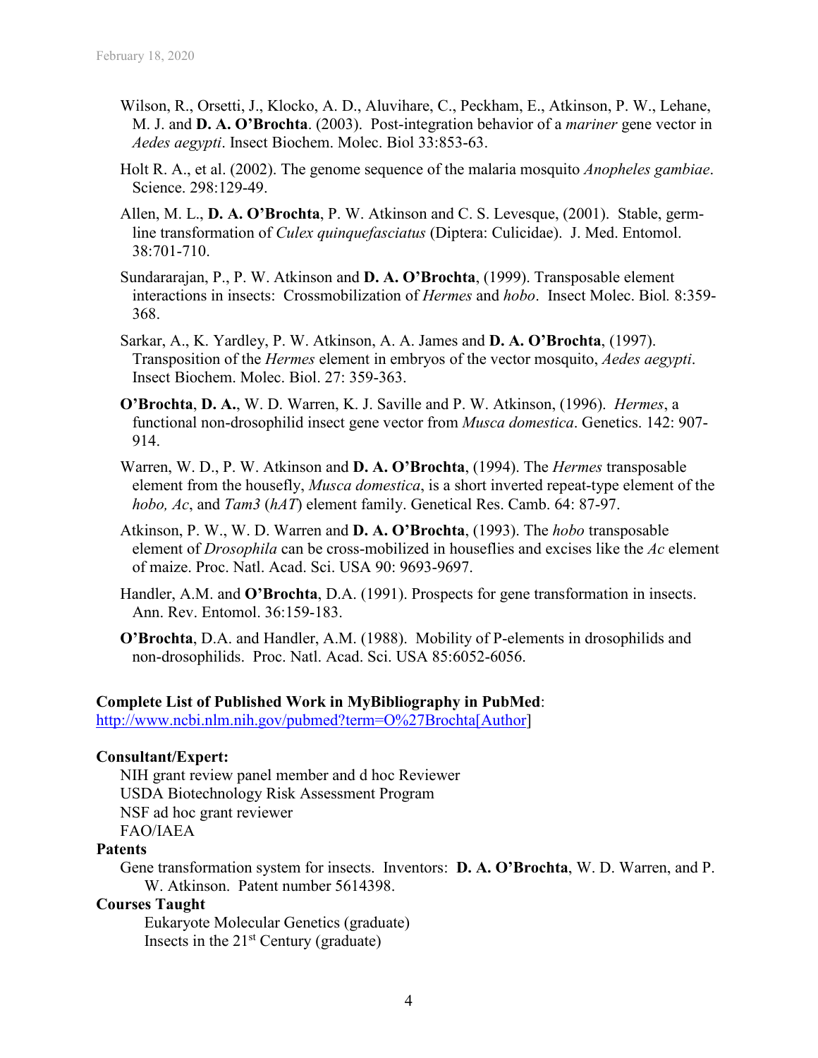Wilson, R., Orsetti, J., Klocko, A. D., Aluvihare, C., Peckham, E., Atkinson, P. W., Lehane, M. J. and **D. A. O'Brochta**. (2003). Post-integration behavior of a *mariner* gene vector in *Aedes aegypti*. Insect Biochem. Molec. Biol 33:853-63.

Holt R. A., et al. (2002). The genome sequence of the malaria mosquito *Anopheles gambiae*. Science. 298:129-49.

Allen, M. L., **D. A. O'Brochta**, P. W. Atkinson and C. S. Levesque, (2001). Stable, germ-line transformation of *Culex quinquefasciatus* (Diptera: Culicidae). J. Med. Entomol. 38:701-710.

Sundararajan, P., P. W. Atkinson and **D. A. O'Brochta**, (1999). Transposable element interactions in insects: Crossmobilization of *Hermes* and *hobo*. Insect Molec. Biol*.* 8:359-368.

Sarkar, A., K. Yardley, P. W. Atkinson, A. A. James and **D. A. O'Brochta**, (1997). Transposition of the *Hermes* element in embryos of the vector mosquito, *Aedes aegypti*. Insect Biochem. Molec. Biol. 27: 359-363.

**O'Brochta**, **D. A.**, W. D. Warren, K. J. Saville and P. W. Atkinson, (1996). *Hermes*, a functional non-drosophilid insect gene vector from *Musca domestica*. Genetics. 142: 907-914.

Warren, W. D., P. W. Atkinson and **D. A. O'Brochta**, (1994). The *Hermes* transposable element from the housefly, *Musca domestica*, is a short inverted repeat-type element of the *hobo, Ac*, and *Tam3* (*hAT*) element family. Genetical Res. Camb. 64: 87-97.

Atkinson, P. W., W. D. Warren and **D. A. O'Brochta**, (1993). The *hobo* transposable element of *Drosophila* can be cross-mobilized in houseflies and excises like the *Ac* element of maize. Proc. Natl. Acad. Sci. USA 90: 9693-9697.

Handler, A.M. and **O'Brochta**, D.A. (1991). Prospects for gene transformation in insects. Ann. Rev. Entomol. 36:159-183.

**O'Brochta**, D.A. and Handler, A.M. (1988). Mobility of P-elements in drosophilids and non-drosophilids. Proc. Natl. Acad. Sci. USA 85:6052-6056.

**Complete List of Published Work in MyBibliography in PubMed**:
http://www.ncbi.nlm.nih.gov/pubmed?term=O%27Brochta[Author]

**Consultant/Expert:**

NIH grant review panel member and d hoc Reviewer
USDA Biotechnology Risk Assessment Program
NSF ad hoc grant reviewer
FAO/IAEA

**Patents**

Gene transformation system for insects. Inventors: **D. A. O'Brochta**, W. D. Warren, and P. W. Atkinson. Patent number 5614398.

**Courses Taught**

Eukaryote Molecular Genetics (graduate)
Insects in the 21st Century (graduate)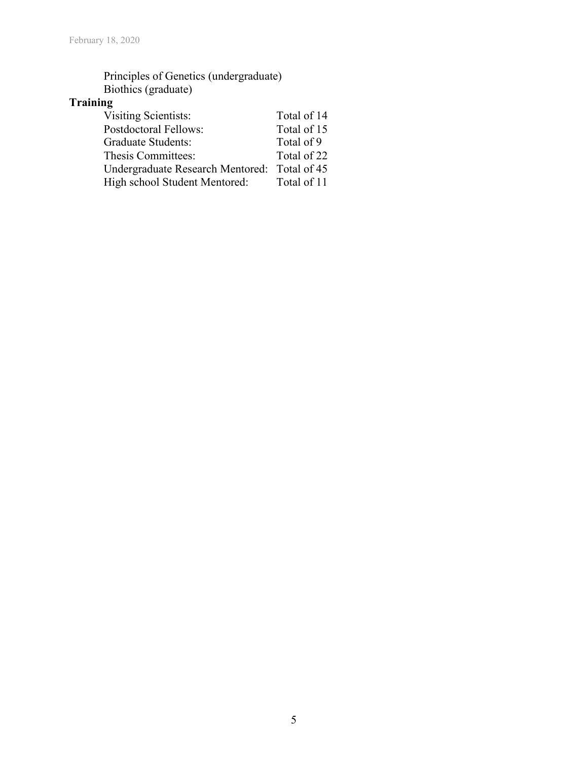Principles of Genetics (undergraduate)
Biothics (graduate)

**Training**

| | |
|---|---|
| Visiting Scientists: | Total of 14 |
| Postdoctoral Fellows: | Total of 15 |
| Graduate Students: | Total of 9 |
| Thesis Committees: | Total of 22 |
| Undergraduate Research Mentored: | Total of 45 |
| High school Student Mentored: | Total of 11 |